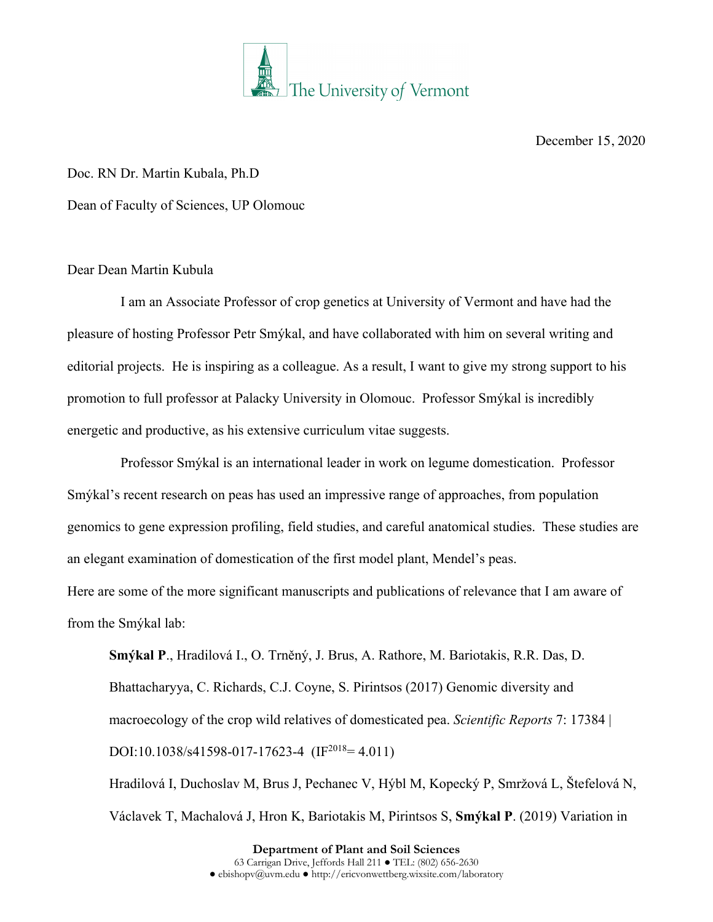The University of Vermont

December 15, 2020

Doc. RN Dr. Martin Kubala, Ph.D

Dean of Faculty of Sciences, UP Olomouc

Dear Dean Martin Kubula

I am an Associate Professor of crop genetics at University of Vermont and have had the pleasure of hosting Professor Petr Smýkal, and have collaborated with him on several writing and editorial projects. He is inspiring as a colleague. As a result, I want to give my strong support to his promotion to full professor at Palacky University in Olomouc. Professor Smýkal is incredibly energetic and productive, as his extensive curriculum vitae suggests.

Professor Smýkal is an international leader in work on legume domestication. Professor Smýkal's recent research on peas has used an impressive range of approaches, from population genomics to gene expression profiling, field studies, and careful anatomical studies. These studies are an elegant examination of domestication of the first model plant, Mendel's peas.

Here are some of the more significant manuscripts and publications of relevance that I am aware of from the Smýkal lab:

> **Smýkal P**., Hradilová I., O. Trněný, J. Brus, A. Rathore, M. Bariotakis, R.R. Das, D. Bhattacharyya, C. Richards, C.J. Coyne, S. Pirintsos (2017) Genomic diversity and macroecology of the crop wild relatives of domesticated pea. *Scientific Reports* 7: 17384 | DOI:10.1038/s41598-017-17623-4 (IF$^{2018}$= 4.011)
>
> Hradilová I, Duchoslav M, Brus J, Pechanec V, Hýbl M, Kopecký P, Smržová L, Štefelová N, Václavek T, Machalová J, Hron K, Bariotakis M, Pirintsos S, **Smýkal P**. (2019) Variation in

Department of Plant and Soil Sciences
63 Carrigan Drive, Jeffords Hall 211 ● TEL: (802) 656-2630
● ebishopv@uvm.edu ● http://ericvonwettberg.wixsite.com/laboratory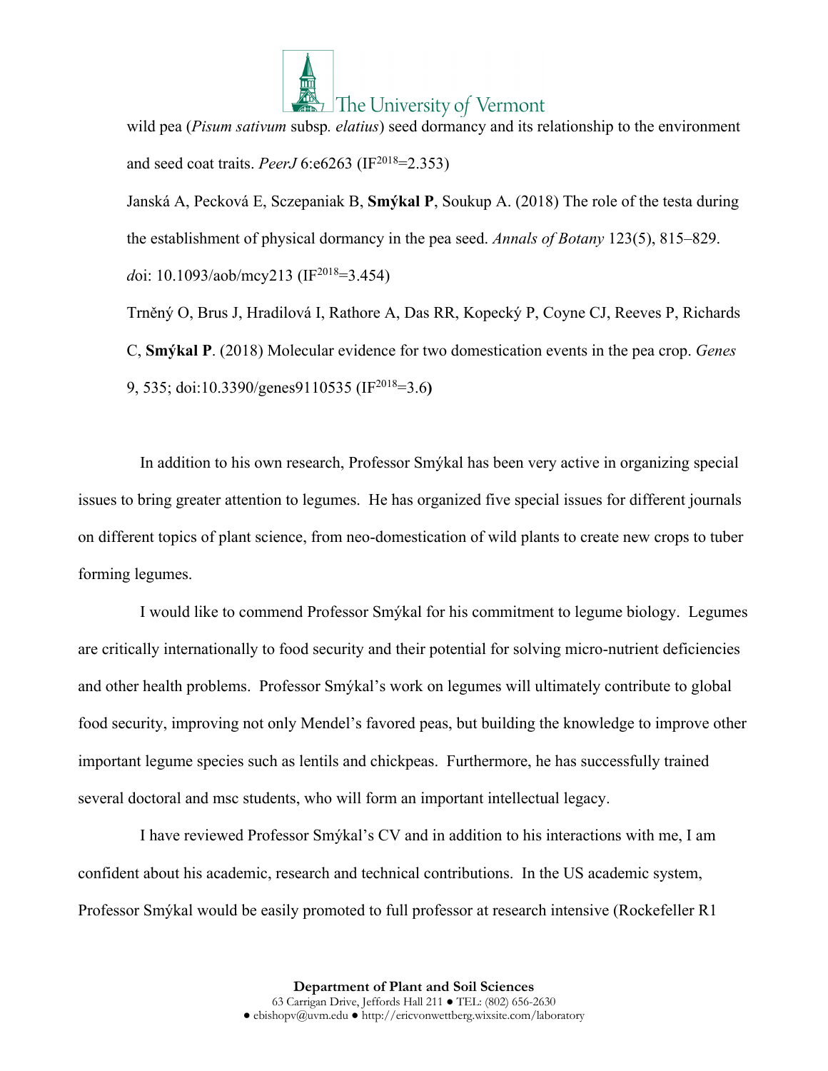wild pea (*Pisum sativum* subsp*. elatius*) seed dormancy and its relationship to the environment and seed coat traits. *PeerJ* 6:e6263 (IF$^{2018}$=2.353)

Janská A, Pecková E, Sczepaniak B, **Smýkal P**, Soukup A. (2018) The role of the testa during the establishment of physical dormancy in the pea seed. *Annals of Botany* 123(5), 815–829. *d*oi: 10.1093/aob/mcy213 (IF$^{2018}$=3.454)

Trněný O, Brus J, Hradilová I, Rathore A, Das RR, Kopecký P, Coyne CJ, Reeves P, Richards C, **Smýkal P**. (2018) Molecular evidence for two domestication events in the pea crop. *Genes* 9, 535; doi:10.3390/genes9110535 (IF$^{2018}$=3.6**)**

In addition to his own research, Professor Smýkal has been very active in organizing special issues to bring greater attention to legumes. He has organized five special issues for different journals on different topics of plant science, from neo-domestication of wild plants to create new crops to tuber forming legumes.

I would like to commend Professor Smýkal for his commitment to legume biology. Legumes are critically internationally to food security and their potential for solving micro-nutrient deficiencies and other health problems. Professor Smýkal's work on legumes will ultimately contribute to global food security, improving not only Mendel's favored peas, but building the knowledge to improve other important legume species such as lentils and chickpeas. Furthermore, he has successfully trained several doctoral and msc students, who will form an important intellectual legacy.

I have reviewed Professor Smýkal's CV and in addition to his interactions with me, I am confident about his academic, research and technical contributions. In the US academic system, Professor Smýkal would be easily promoted to full professor at research intensive (Rockefeller R1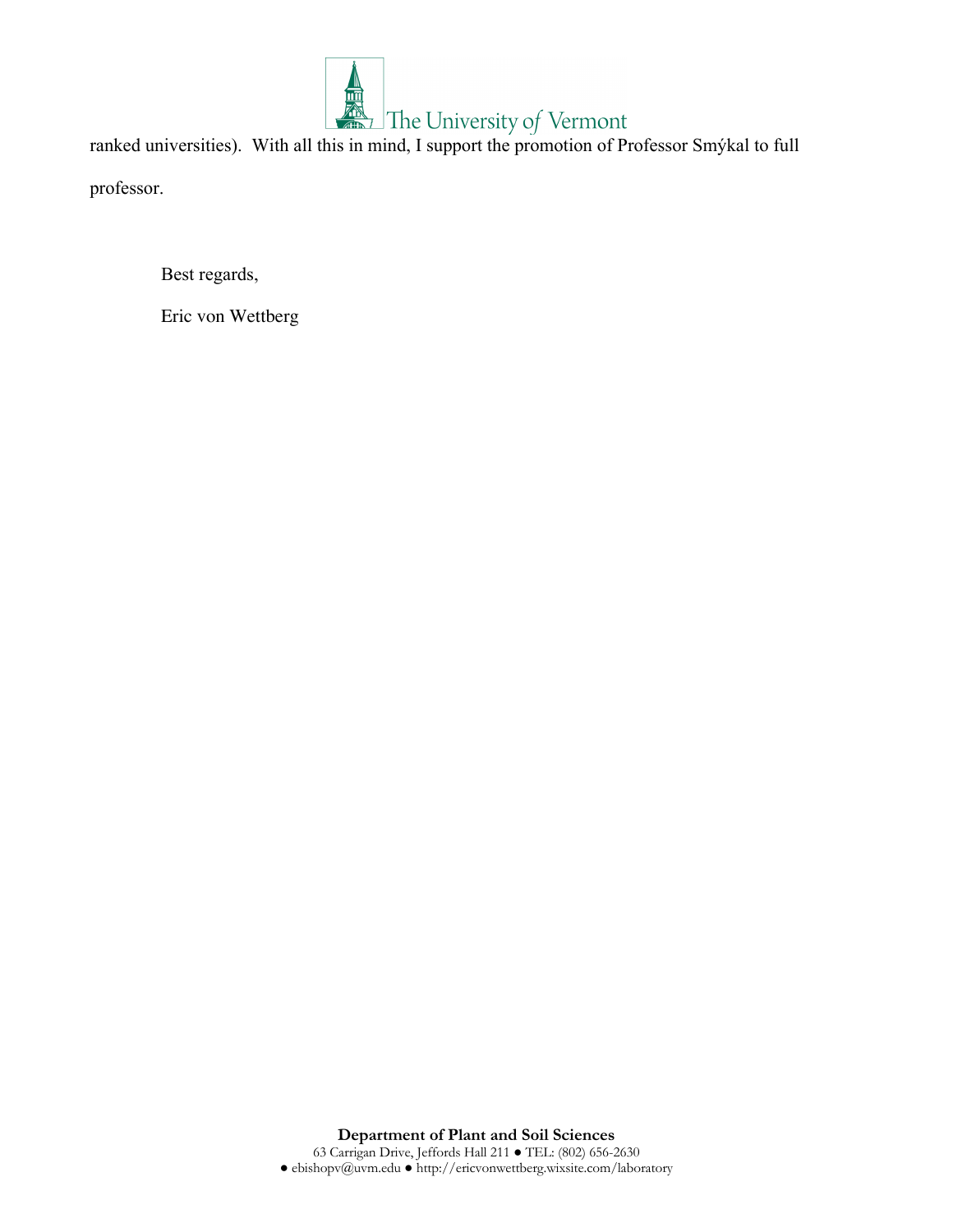ranked universities). With all this in mind, I support the promotion of Professor Smýkal to full professor.

Best regards,

Eric von Wettberg